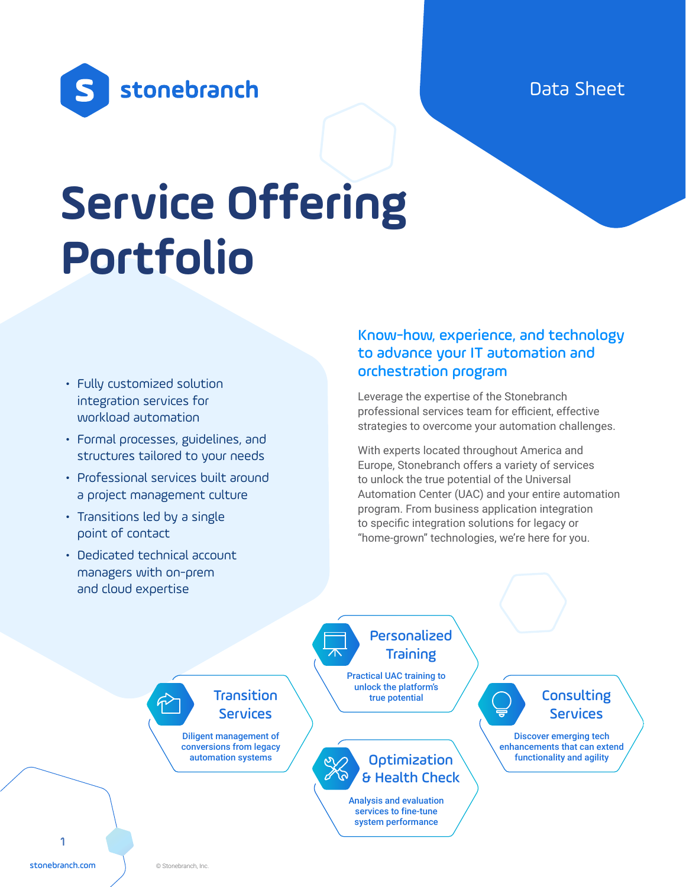stonebranch

Data Sheet

# Service Offering Portfolio

- Fully customized solution integration services for workload automation
- Formal processes, guidelines, and structures tailored to your needs
- Professional services built around a project management culture
- Transitions led by a single point of contact
- Dedicated technical account managers with on-prem and cloud expertise

## Know-how, experience, and technology to advance your IT automation and orchestration program

Leverage the expertise of the Stonebranch professional services team for efficient, effective strategies to overcome your automation challenges.

With experts located throughout America and Europe, Stonebranch offers a variety of services to unlock the true potential of the Universal Automation Center (UAC) and your entire automation program. From business application integration to specific integration solutions for legacy or "home-grown" technologies, we're here for you.

### Transition Services

**Diligent management of conversions from legacy automation systems**

### Personalized Training

**Practical UAC training to unlock the platform's true potential**

### Optimization & Health Check

**Analysis and evaluation services to fine-tune system performance**

### Consulting Services

**Discover emerging tech enhancements that can extend functionality and agility**

stonebranch.com

© Stonebranch, Inc.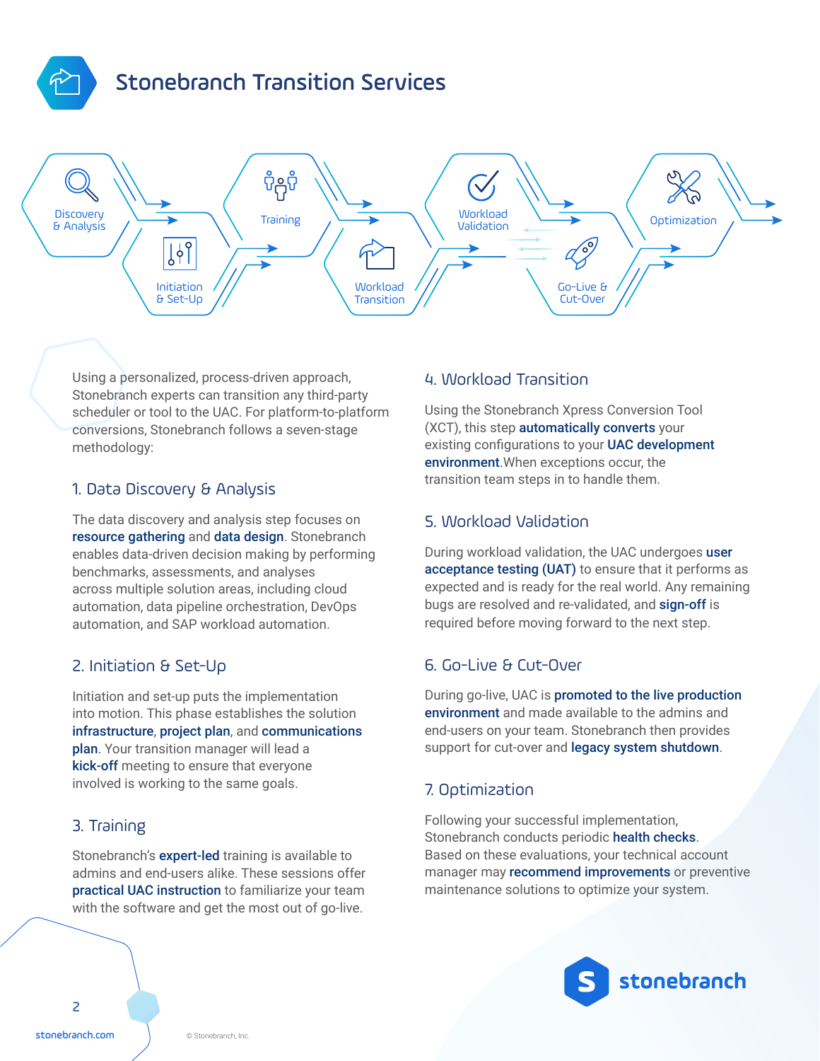# Stonebranch Transition Services

Discovery & Analysis → Initiation & Set-Up → Training → Workload Transition → Workload Validation → Go-Live & Cut-Over → Optimization

Using a personalized, process-driven approach, Stonebranch experts can transition any third-party scheduler or tool to the UAC. For platform-to-platform conversions, Stonebranch follows a seven-stage methodology:

## 1. Data Discovery & Analysis

The data discovery and analysis step focuses on **resource gathering** and **data design**. Stonebranch enables data-driven decision making by performing benchmarks, assessments, and analyses across multiple solution areas, including cloud automation, data pipeline orchestration, DevOps automation, and SAP workload automation.

## 2. Initiation & Set-Up

Initiation and set-up puts the implementation into motion. This phase establishes the solution **infrastructure**, **project plan**, and **communications plan**. Your transition manager will lead a **kick-off** meeting to ensure that everyone involved is working to the same goals.

## 3. Training

Stonebranch's **expert-led** training is available to admins and end-users alike. These sessions offer **practical UAC instruction** to familiarize your team with the software and get the most out of go-live.

## 4. Workload Transition

Using the Stonebranch Xpress Conversion Tool (XCT), this step **automatically converts** your existing configurations to your **UAC development environment**.When exceptions occur, the transition team steps in to handle them.

## 5. Workload Validation

During workload validation, the UAC undergoes **user acceptance testing (UAT)** to ensure that it performs as expected and is ready for the real world. Any remaining bugs are resolved and re-validated, and **sign-off** is required before moving forward to the next step.

## 6. Go-Live & Cut-Over

During go-live, UAC is **promoted to the live production environment** and made available to the admins and end-users on your team. Stonebranch then provides support for cut-over and **legacy system shutdown**.

## 7. Optimization

Following your successful implementation, Stonebranch conducts periodic **health checks**. Based on these evaluations, your technical account manager may **recommend improvements** or preventive maintenance solutions to optimize your system.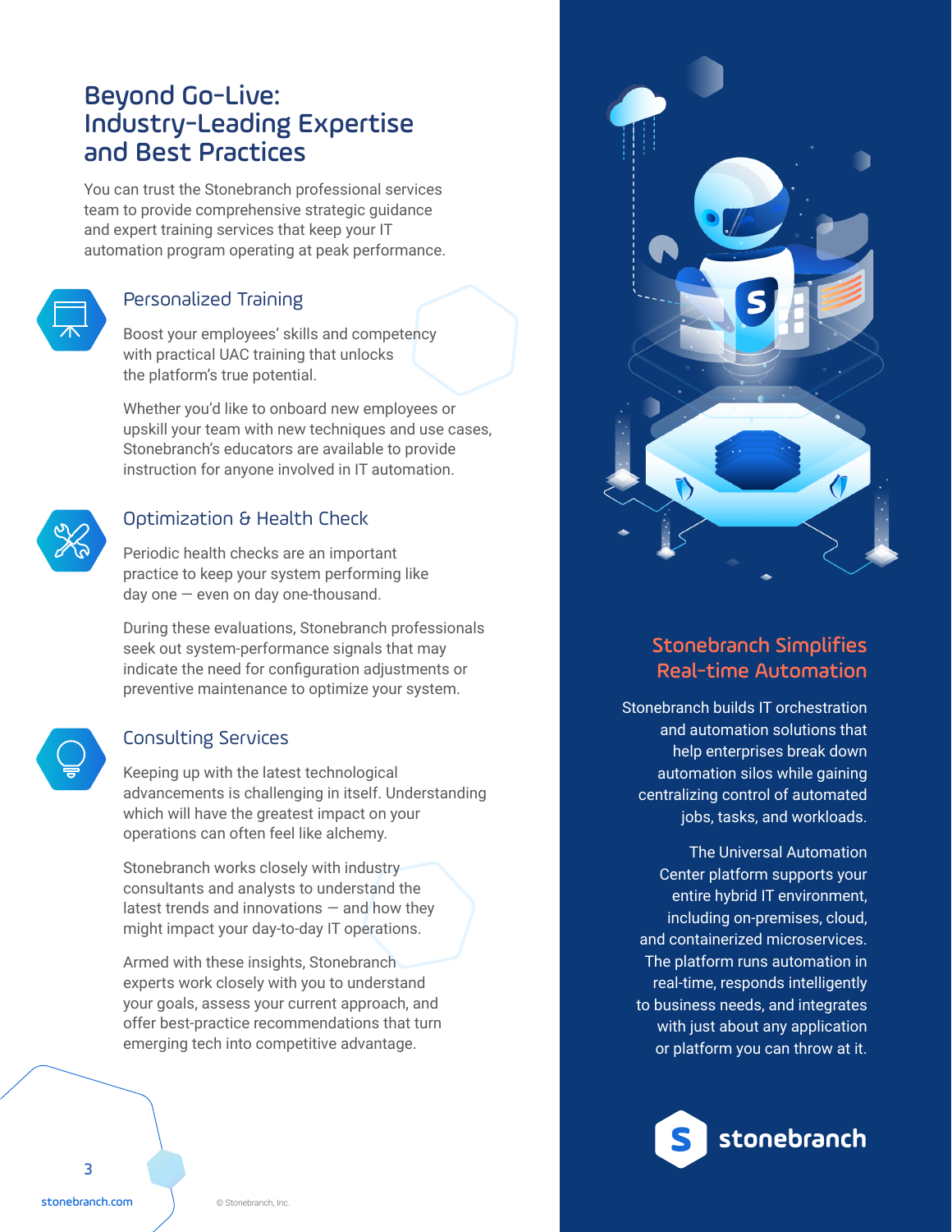# Beyond Go-Live: Industry-Leading Expertise and Best Practices

You can trust the Stonebranch professional services team to provide comprehensive strategic guidance and expert training services that keep your IT automation program operating at peak performance.

## Personalized Training

Boost your employees' skills and competency with practical UAC training that unlocks the platform's true potential.

Whether you'd like to onboard new employees or upskill your team with new techniques and use cases, Stonebranch's educators are available to provide instruction for anyone involved in IT automation.

## Optimization & Health Check

Periodic health checks are an important practice to keep your system performing like day one — even on day one-thousand.

During these evaluations, Stonebranch professionals seek out system-performance signals that may indicate the need for configuration adjustments or preventive maintenance to optimize your system.

## Consulting Services

Keeping up with the latest technological advancements is challenging in itself. Understanding which will have the greatest impact on your operations can often feel like alchemy.

Stonebranch works closely with industry consultants and analysts to understand the latest trends and innovations — and how they might impact your day-to-day IT operations.

Armed with these insights, Stonebranch experts work closely with you to understand your goals, assess your current approach, and offer best-practice recommendations that turn emerging tech into competitive advantage.

## Stonebranch Simplifies Real-time Automation

Stonebranch builds IT orchestration and automation solutions that help enterprises break down automation silos while gaining centralizing control of automated jobs, tasks, and workloads.

The Universal Automation Center platform supports your entire hybrid IT environment, including on-premises, cloud, and containerized microservices. The platform runs automation in real-time, responds intelligently to business needs, and integrates with just about any application or platform you can throw at it.

stonebranch

stonebranch.com

© Stonebranch, Inc.